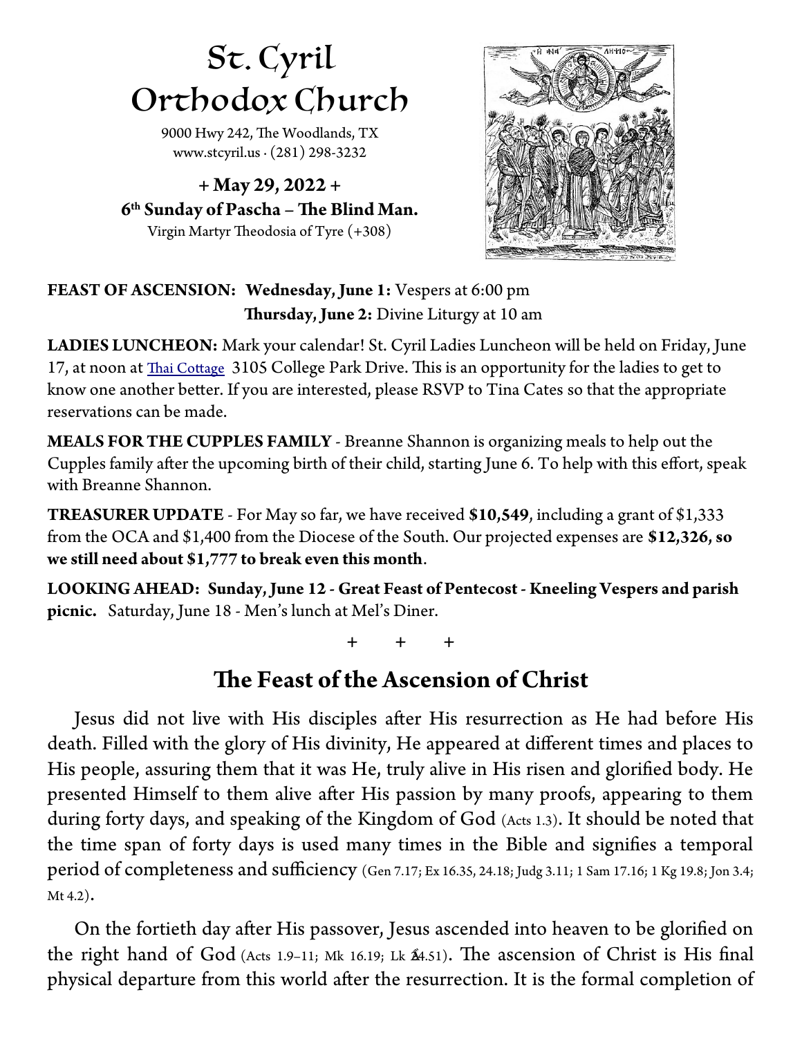# St. Cyril Orthodox Church

9000 Hwy 242, The Woodlands, TX
www.stcyril.us · (281) 298-3232

**+ May 29, 2022 +**
**6th Sunday of Pascha – The Blind Man.**
Virgin Martyr Theodosia of Tyre (+308)

**FEAST OF ASCENSION: Wednesday, June 1:** Vespers at 6:00 pm
**Thursday, June 2:** Divine Liturgy at 10 am

**LADIES LUNCHEON:** Mark your calendar! St. Cyril Ladies Luncheon will be held on Friday, June 17, at noon at Thai Cottage 3105 College Park Drive. This is an opportunity for the ladies to get to know one another better. If you are interested, please RSVP to Tina Cates so that the appropriate reservations can be made.

**MEALS FOR THE CUPPLES FAMILY** - Breanne Shannon is organizing meals to help out the Cupples family after the upcoming birth of their child, starting June 6. To help with this effort, speak with Breanne Shannon.

**TREASURER UPDATE** - For May so far, we have received **$10,549**, including a grant of $1,333 from the OCA and $1,400 from the Diocese of the South. Our projected expenses are **$12,326, so we still need about $1,777 to break even this month**.

**LOOKING AHEAD: Sunday, June 12 - Great Feast of Pentecost - Kneeling Vespers and parish picnic.** Saturday, June 18 - Men's lunch at Mel's Diner.

\+ \+ \+

## The Feast of the Ascension of Christ

Jesus did not live with His disciples after His resurrection as He had before His death. Filled with the glory of His divinity, He appeared at different times and places to His people, assuring them that it was He, truly alive in His risen and glorified body. He presented Himself to them alive after His passion by many proofs, appearing to them during forty days, and speaking of the Kingdom of God (Acts 1.3). It should be noted that the time span of forty days is used many times in the Bible and signifies a temporal period of completeness and sufficiency (Gen 7.17; Ex 16.35, 24.18; Judg 3.11; 1 Sam 17.16; 1 Kg 19.8; Jon 3.4; Mt 4.2).

On the fortieth day after His passover, Jesus ascended into heaven to be glorified on the right hand of God (Acts 1.9–11; Mk 16.19; Lk 24.51). The ascension of Christ is His final physical departure from this world after the resurrection. It is the formal completion of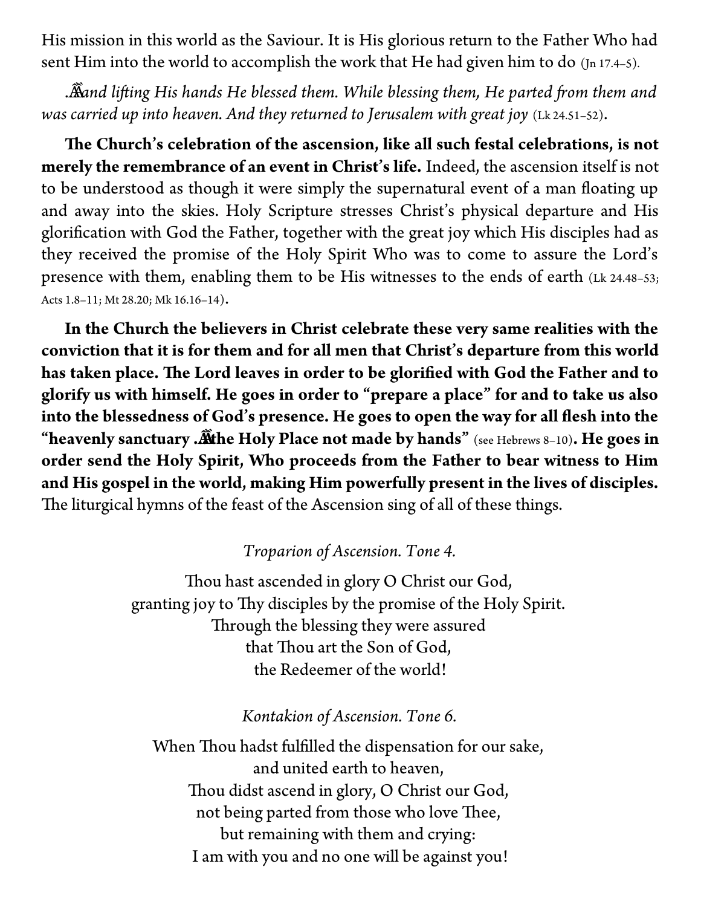His mission in this world as the Saviour. It is His glorious return to the Father Who had sent Him into the world to accomplish the work that He had given him to do (Jn 17.4–5).

*.Ãand lifting His hands He blessed them. While blessing them, He parted from them and was carried up into heaven. And they returned to Jerusalem with great joy* (Lk 24.51–52).

**The Church's celebration of the ascension, like all such festal celebrations, is not merely the remembrance of an event in Christ's life.** Indeed, the ascension itself is not to be understood as though it were simply the supernatural event of a man floating up and away into the skies. Holy Scripture stresses Christ's physical departure and His glorification with God the Father, together with the great joy which His disciples had as they received the promise of the Holy Spirit Who was to come to assure the Lord's presence with them, enabling them to be His witnesses to the ends of earth (Lk 24.48–53; Acts 1.8–11; Mt 28.20; Mk 16.16–14).

**In the Church the believers in Christ celebrate these very same realities with the conviction that it is for them and for all men that Christ's departure from this world has taken place. The Lord leaves in order to be glorified with God the Father and to glorify us with himself. He goes in order to "prepare a place" for and to take us also into the blessedness of God's presence. He goes to open the way for all flesh into the "heavenly sanctuary .Ãthe Holy Place not made by hands"** (see Hebrews 8–10)**. He goes in order send the Holy Spirit, Who proceeds from the Father to bear witness to Him and His gospel in the world, making Him powerfully present in the lives of disciples.** The liturgical hymns of the feast of the Ascension sing of all of these things.

*Troparion of Ascension. Tone 4.*

Thou hast ascended in glory O Christ our God,
granting joy to Thy disciples by the promise of the Holy Spirit.
Through the blessing they were assured
that Thou art the Son of God,
the Redeemer of the world!

*Kontakion of Ascension. Tone 6.*

When Thou hadst fulfilled the dispensation for our sake,
and united earth to heaven,
Thou didst ascend in glory, O Christ our God,
not being parted from those who love Thee,
but remaining with them and crying:
I am with you and no one will be against you!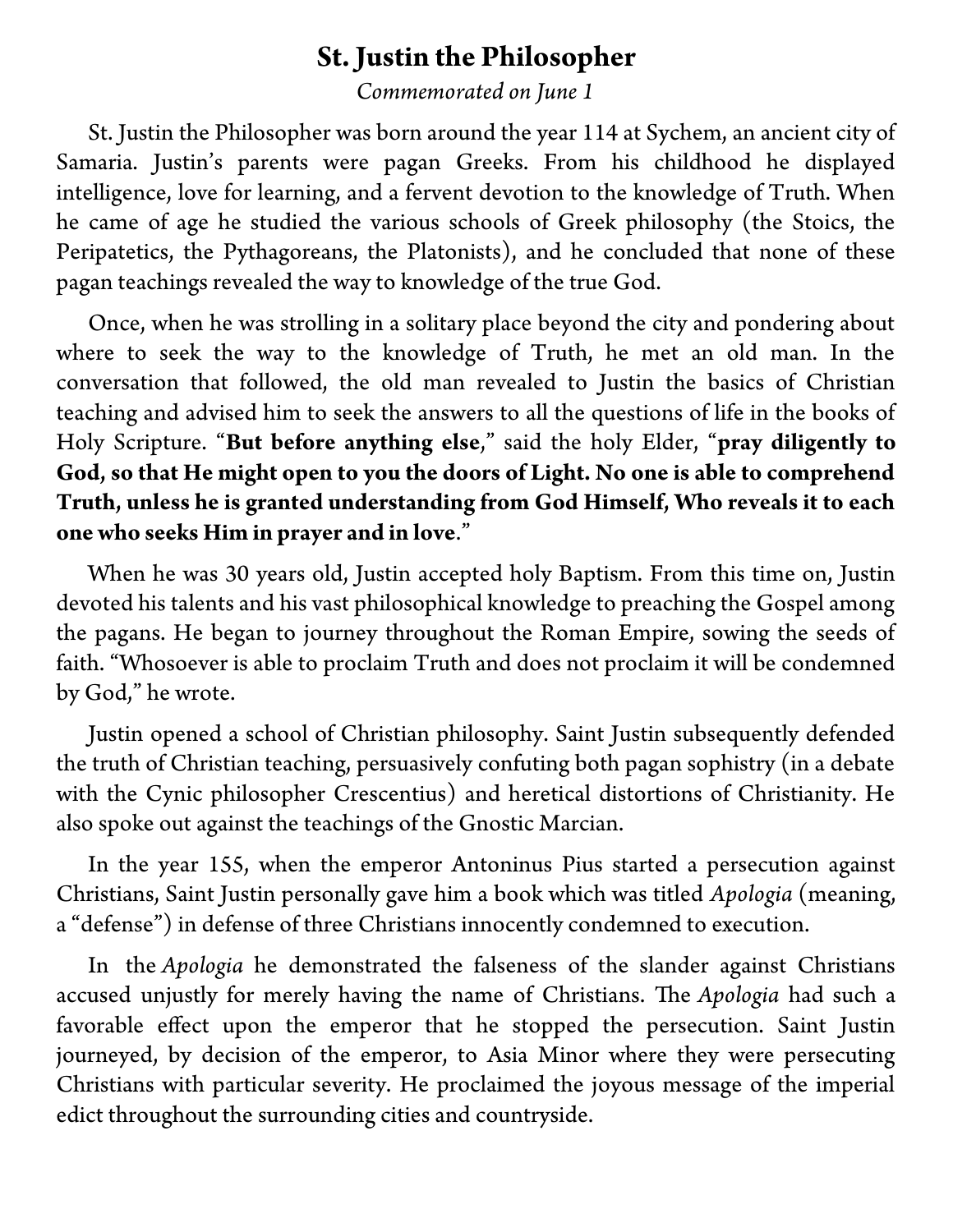# St. Justin the Philosopher

*Commemorated on June 1*

St. Justin the Philosopher was born around the year 114 at Sychem, an ancient city of Samaria. Justin's parents were pagan Greeks. From his childhood he displayed intelligence, love for learning, and a fervent devotion to the knowledge of Truth. When he came of age he studied the various schools of Greek philosophy (the Stoics, the Peripatetics, the Pythagoreans, the Platonists), and he concluded that none of these pagan teachings revealed the way to knowledge of the true God.

Once, when he was strolling in a solitary place beyond the city and pondering about where to seek the way to the knowledge of Truth, he met an old man. In the conversation that followed, the old man revealed to Justin the basics of Christian teaching and advised him to seek the answers to all the questions of life in the books of Holy Scripture. "**But before anything else**," said the holy Elder, "**pray diligently to God, so that He might open to you the doors of Light. No one is able to comprehend Truth, unless he is granted understanding from God Himself, Who reveals it to each one who seeks Him in prayer and in love**."

When he was 30 years old, Justin accepted holy Baptism. From this time on, Justin devoted his talents and his vast philosophical knowledge to preaching the Gospel among the pagans. He began to journey throughout the Roman Empire, sowing the seeds of faith. "Whosoever is able to proclaim Truth and does not proclaim it will be condemned by God," he wrote.

Justin opened a school of Christian philosophy. Saint Justin subsequently defended the truth of Christian teaching, persuasively confuting both pagan sophistry (in a debate with the Cynic philosopher Crescentius) and heretical distortions of Christianity. He also spoke out against the teachings of the Gnostic Marcian.

In the year 155, when the emperor Antoninus Pius started a persecution against Christians, Saint Justin personally gave him a book which was titled *Apologia* (meaning, a "defense") in defense of three Christians innocently condemned to execution.

In the *Apologia* he demonstrated the falseness of the slander against Christians accused unjustly for merely having the name of Christians. The *Apologia* had such a favorable effect upon the emperor that he stopped the persecution. Saint Justin journeyed, by decision of the emperor, to Asia Minor where they were persecuting Christians with particular severity. He proclaimed the joyous message of the imperial edict throughout the surrounding cities and countryside.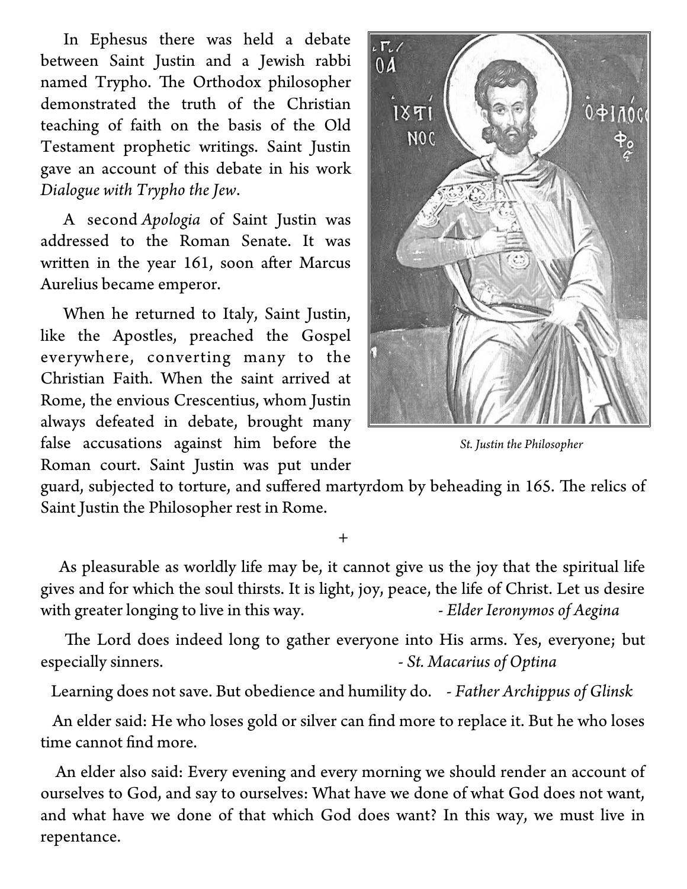In Ephesus there was held a debate between Saint Justin and a Jewish rabbi named Trypho. The Orthodox philosopher demonstrated the truth of the Christian teaching of faith on the basis of the Old Testament prophetic writings. Saint Justin gave an account of this debate in his work *Dialogue with Trypho the Jew*.

A second *Apologia* of Saint Justin was addressed to the Roman Senate. It was written in the year 161, soon after Marcus Aurelius became emperor.

When he returned to Italy, Saint Justin, like the Apostles, preached the Gospel everywhere, converting many to the Christian Faith. When the saint arrived at Rome, the envious Crescentius, whom Justin always defeated in debate, brought many false accusations against him before the Roman court. Saint Justin was put under guard, subjected to torture, and suffered martyrdom by beheading in 165. The relics of Saint Justin the Philosopher rest in Rome.

*St. Justin the Philosopher*

+

As pleasurable as worldly life may be, it cannot give us the joy that the spiritual life gives and for which the soul thirsts. It is light, joy, peace, the life of Christ. Let us desire with greater longing to live in this way. *- Elder Ieronymos of Aegina*

The Lord does indeed long to gather everyone into His arms. Yes, everyone; but especially sinners. *- St. Macarius of Optina*

Learning does not save. But obedience and humility do. *- Father Archippus of Glinsk*

An elder said: He who loses gold or silver can find more to replace it. But he who loses time cannot find more.

An elder also said: Every evening and every morning we should render an account of ourselves to God, and say to ourselves: What have we done of what God does not want, and what have we done of that which God does want? In this way, we must live in repentance.